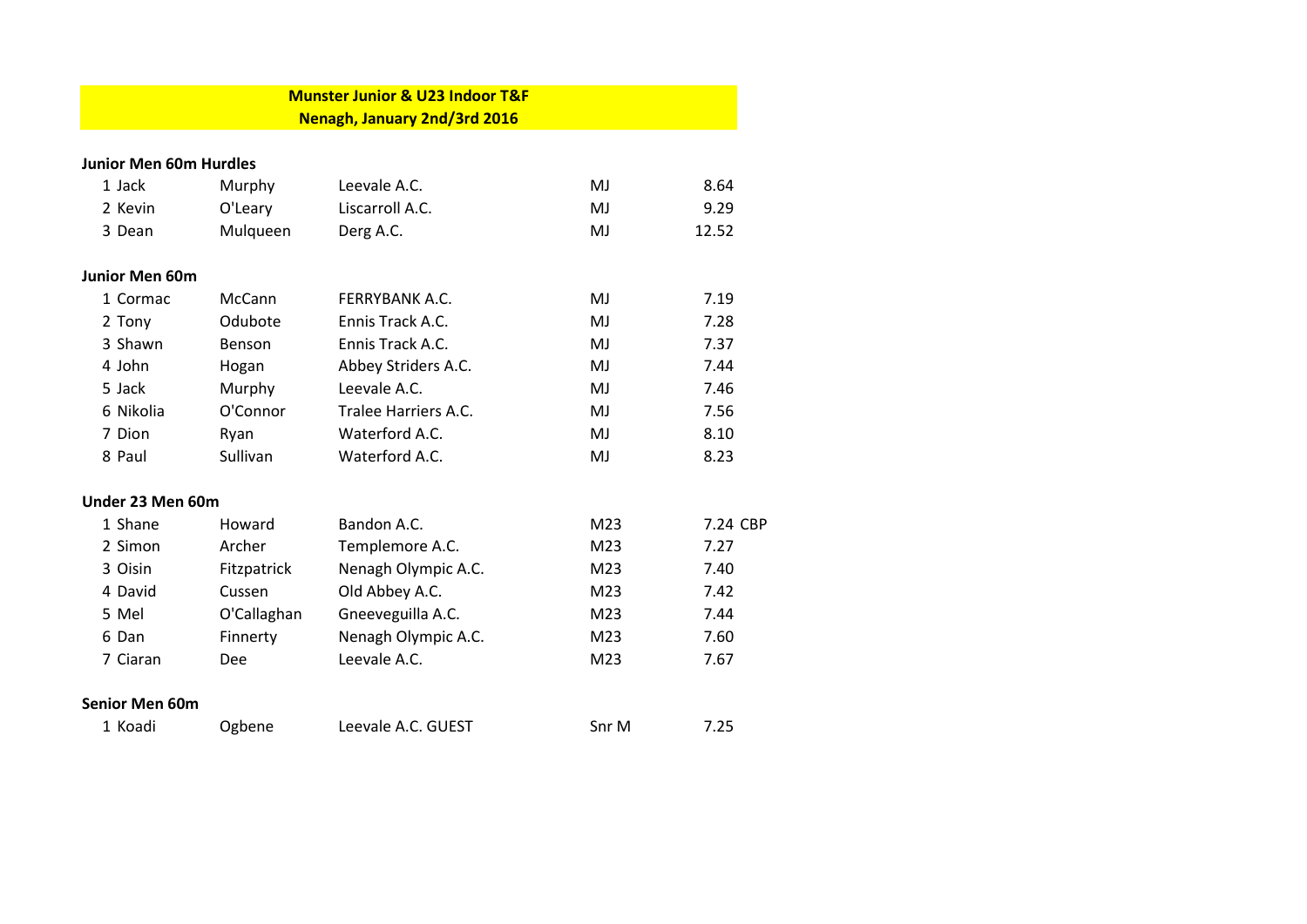# Munster Junior & U23 Indoor T&F
## Nenagh, January 2nd/3rd 2016

### Junior Men 60m Hurdles

| Pos | First Name | Surname | Club | Cat | Time |
|---|---|---|---|---|---|
| 1 | Jack | Murphy | Leevale A.C. | MJ | 8.64 |
| 2 | Kevin | O'Leary | Liscarroll A.C. | MJ | 9.29 |
| 3 | Dean | Mulqueen | Derg A.C. | MJ | 12.52 |

### Junior Men 60m

| Pos | First Name | Surname | Club | Cat | Time |
|---|---|---|---|---|---|
| 1 | Cormac | McCann | FERRYBANK A.C. | MJ | 7.19 |
| 2 | Tony | Odubote | Ennis Track A.C. | MJ | 7.28 |
| 3 | Shawn | Benson | Ennis Track A.C. | MJ | 7.37 |
| 4 | John | Hogan | Abbey Striders A.C. | MJ | 7.44 |
| 5 | Jack | Murphy | Leevale A.C. | MJ | 7.46 |
| 6 | Nikolia | O'Connor | Tralee Harriers A.C. | MJ | 7.56 |
| 7 | Dion | Ryan | Waterford A.C. | MJ | 8.10 |
| 8 | Paul | Sullivan | Waterford A.C. | MJ | 8.23 |

### Under 23 Men 60m

| Pos | First Name | Surname | Club | Cat | Time |
|---|---|---|---|---|---|
| 1 | Shane | Howard | Bandon A.C. | M23 | 7.24 CBP |
| 2 | Simon | Archer | Templemore A.C. | M23 | 7.27 |
| 3 | Oisin | Fitzpatrick | Nenagh Olympic A.C. | M23 | 7.40 |
| 4 | David | Cussen | Old Abbey A.C. | M23 | 7.42 |
| 5 | Mel | O'Callaghan | Gneeveguilla A.C. | M23 | 7.44 |
| 6 | Dan | Finnerty | Nenagh Olympic A.C. | M23 | 7.60 |
| 7 | Ciaran | Dee | Leevale A.C. | M23 | 7.67 |

### Senior Men 60m

| Pos | First Name | Surname | Club | Cat | Time |
|---|---|---|---|---|---|
| 1 | Koadi | Ogbene | Leevale A.C. GUEST | Snr M | 7.25 |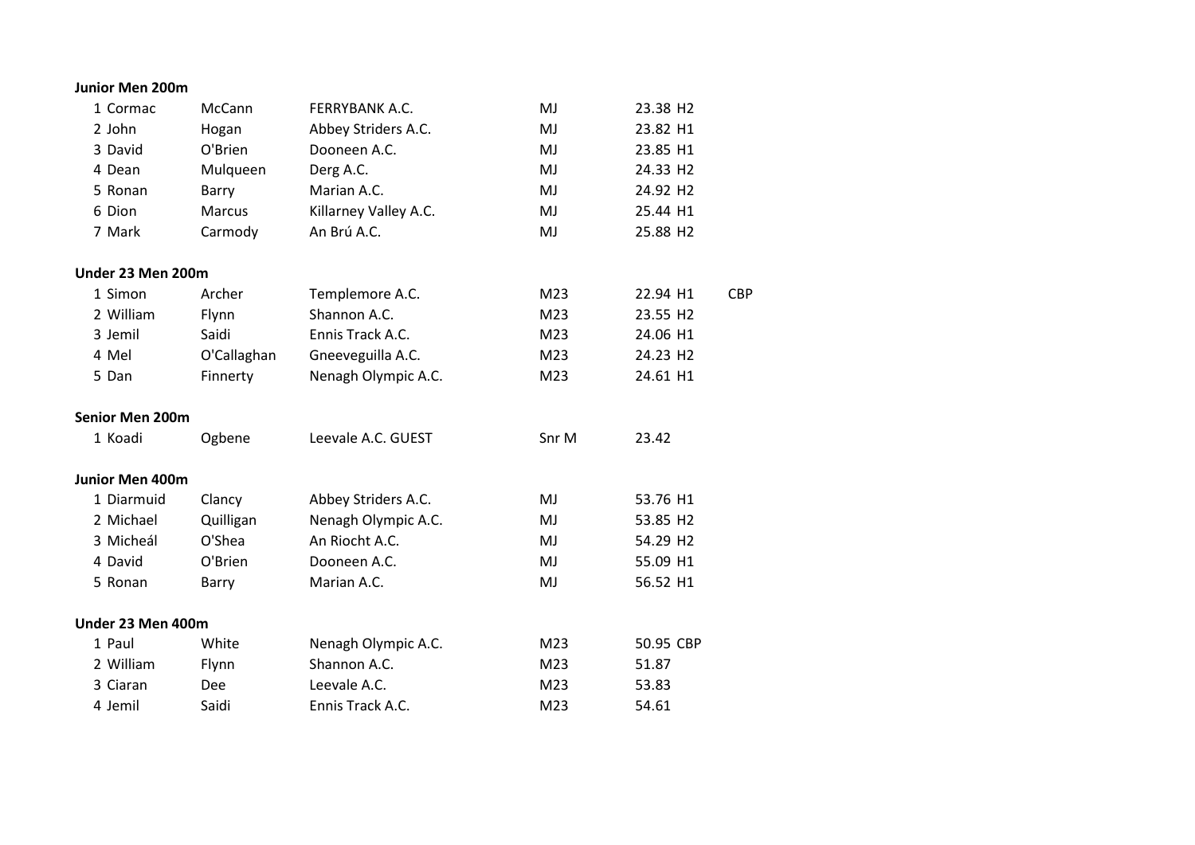**Junior Men 200m**

| | | | | | | |
|---|---|---|---|---|---|---|
| 1 | Cormac | McCann | FERRYBANK A.C. | MJ | 23.38 H2 | |
| 2 | John | Hogan | Abbey Striders A.C. | MJ | 23.82 H1 | |
| 3 | David | O'Brien | Dooneen A.C. | MJ | 23.85 H1 | |
| 4 | Dean | Mulqueen | Derg A.C. | MJ | 24.33 H2 | |
| 5 | Ronan | Barry | Marian A.C. | MJ | 24.92 H2 | |
| 6 | Dion | Marcus | Killarney Valley A.C. | MJ | 25.44 H1 | |
| 7 | Mark | Carmody | An Brú A.C. | MJ | 25.88 H2 | |

**Under 23 Men 200m**

| | | | | | | |
|---|---|---|---|---|---|---|
| 1 | Simon | Archer | Templemore A.C. | M23 | 22.94 H1 | CBP |
| 2 | William | Flynn | Shannon A.C. | M23 | 23.55 H2 | |
| 3 | Jemil | Saidi | Ennis Track A.C. | M23 | 24.06 H1 | |
| 4 | Mel | O'Callaghan | Gneeveguilla A.C. | M23 | 24.23 H2 | |
| 5 | Dan | Finnerty | Nenagh Olympic A.C. | M23 | 24.61 H1 | |

**Senior Men 200m**

| | | | | | |
|---|---|---|---|---|---|
| 1 | Koadi | Ogbene | Leevale A.C. GUEST | Snr M | 23.42 |

**Junior Men 400m**

| | | | | | |
|---|---|---|---|---|---|
| 1 | Diarmuid | Clancy | Abbey Striders A.C. | MJ | 53.76 H1 |
| 2 | Michael | Quilligan | Nenagh Olympic A.C. | MJ | 53.85 H2 |
| 3 | Micheál | O'Shea | An Riocht A.C. | MJ | 54.29 H2 |
| 4 | David | O'Brien | Dooneen A.C. | MJ | 55.09 H1 |
| 5 | Ronan | Barry | Marian A.C. | MJ | 56.52 H1 |

**Under 23 Men 400m**

| | | | | | |
|---|---|---|---|---|---|
| 1 | Paul | White | Nenagh Olympic A.C. | M23 | 50.95 CBP |
| 2 | William | Flynn | Shannon A.C. | M23 | 51.87 |
| 3 | Ciaran | Dee | Leevale A.C. | M23 | 53.83 |
| 4 | Jemil | Saidi | Ennis Track A.C. | M23 | 54.61 |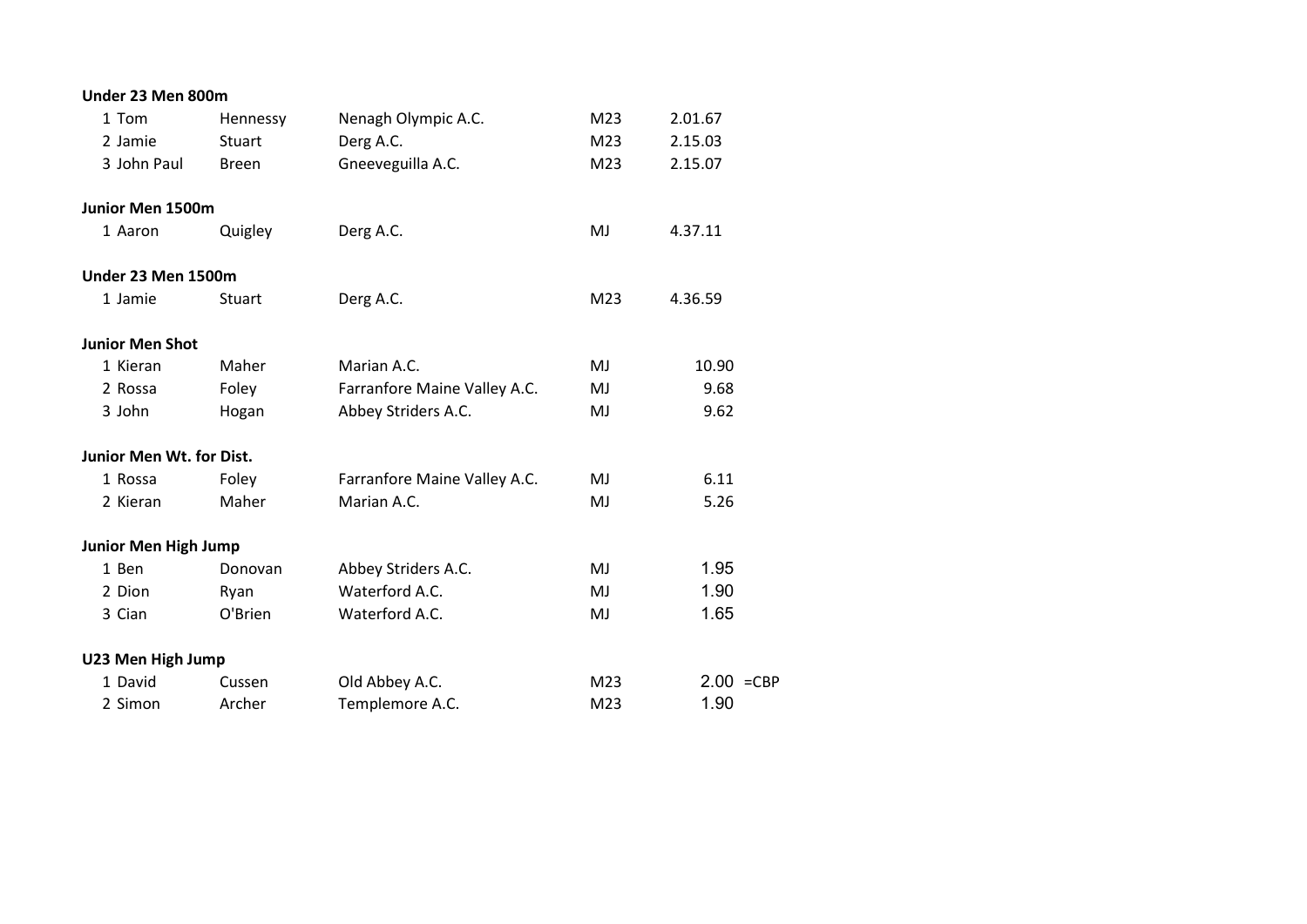**Under 23 Men 800m**

| | | | | |
|---|---|---|---|---|
| 1 Tom | Hennessy | Nenagh Olympic A.C. | M23 | 2.01.67 |
| 2 Jamie | Stuart | Derg A.C. | M23 | 2.15.03 |
| 3 John Paul | Breen | Gneeveguilla A.C. | M23 | 2.15.07 |

**Junior Men 1500m**

| | | | | |
|---|---|---|---|---|
| 1 Aaron | Quigley | Derg A.C. | MJ | 4.37.11 |

**Under 23 Men 1500m**

| | | | | |
|---|---|---|---|---|
| 1 Jamie | Stuart | Derg A.C. | M23 | 4.36.59 |

**Junior Men Shot**

| | | | | |
|---|---|---|---|---|
| 1 Kieran | Maher | Marian A.C. | MJ | 10.90 |
| 2 Rossa | Foley | Farranfore Maine Valley A.C. | MJ | 9.68 |
| 3 John | Hogan | Abbey Striders A.C. | MJ | 9.62 |

**Junior Men Wt. for Dist.**

| | | | | |
|---|---|---|---|---|
| 1 Rossa | Foley | Farranfore Maine Valley A.C. | MJ | 6.11 |
| 2 Kieran | Maher | Marian A.C. | MJ | 5.26 |

**Junior Men High Jump**

| | | | | |
|---|---|---|---|---|
| 1 Ben | Donovan | Abbey Striders A.C. | MJ | 1.95 |
| 2 Dion | Ryan | Waterford A.C. | MJ | 1.90 |
| 3 Cian | O'Brien | Waterford A.C. | MJ | 1.65 |

**U23 Men High Jump**

| | | | | | |
|---|---|---|---|---|---|
| 1 David | Cussen | Old Abbey A.C. | M23 | 2.00 | =CBP |
| 2 Simon | Archer | Templemore A.C. | M23 | 1.90 | |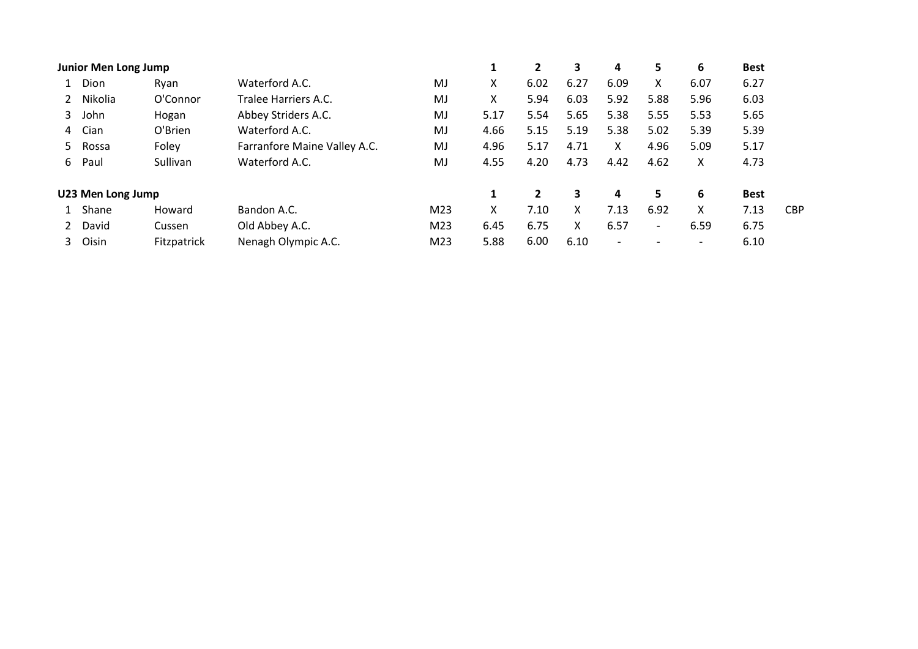**Junior Men Long Jump**

| | | | | | 1 | 2 | 3 | 4 | 5 | 6 | Best | |
|---|---|---|---|---|---|---|---|---|---|---|---|---|
| 1 | Dion | Ryan | Waterford A.C. | MJ | X | 6.02 | 6.27 | 6.09 | X | 6.07 | 6.27 | |
| 2 | Nikolia | O'Connor | Tralee Harriers A.C. | MJ | X | 5.94 | 6.03 | 5.92 | 5.88 | 5.96 | 6.03 | |
| 3 | John | Hogan | Abbey Striders A.C. | MJ | 5.17 | 5.54 | 5.65 | 5.38 | 5.55 | 5.53 | 5.65 | |
| 4 | Cian | O'Brien | Waterford A.C. | MJ | 4.66 | 5.15 | 5.19 | 5.38 | 5.02 | 5.39 | 5.39 | |
| 5 | Rossa | Foley | Farranfore Maine Valley A.C. | MJ | 4.96 | 5.17 | 4.71 | X | 4.96 | 5.09 | 5.17 | |
| 6 | Paul | Sullivan | Waterford A.C. | MJ | 4.55 | 4.20 | 4.73 | 4.42 | 4.62 | X | 4.73 | |

**U23 Men Long Jump**

| | | | | | 1 | 2 | 3 | 4 | 5 | 6 | Best | |
|---|---|---|---|---|---|---|---|---|---|---|---|---|
| 1 | Shane | Howard | Bandon A.C. | M23 | X | 7.10 | X | 7.13 | 6.92 | X | 7.13 | CBP |
| 2 | David | Cussen | Old Abbey A.C. | M23 | 6.45 | 6.75 | X | 6.57 | - | 6.59 | 6.75 | |
| 3 | Oisin | Fitzpatrick | Nenagh Olympic A.C. | M23 | 5.88 | 6.00 | 6.10 | - | - | - | 6.10 | |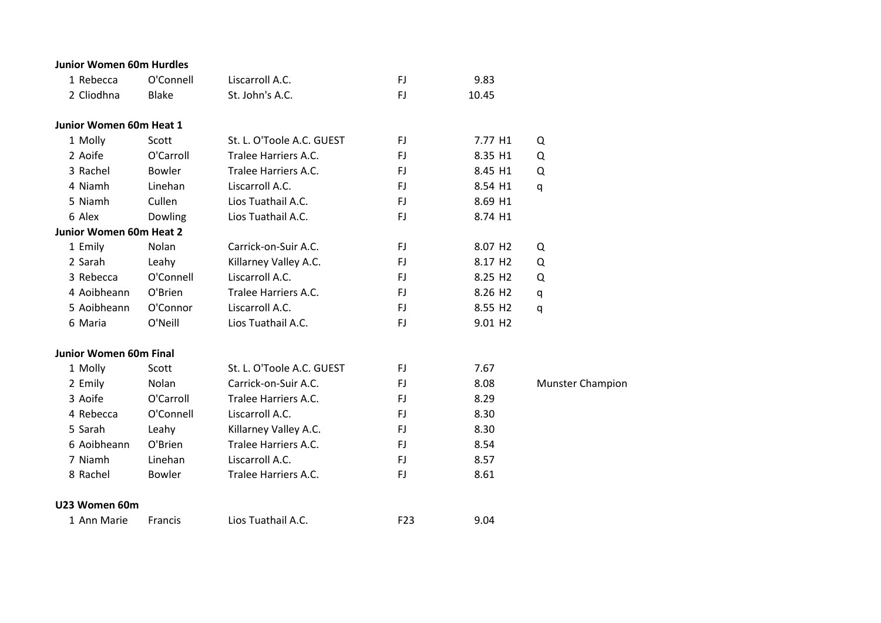**Junior Women 60m Hurdles**

| Pos | First Name | Surname | Club | Cat | Time | |
|---|---|---|---|---|---|---|
| 1 | Rebecca | O'Connell | Liscarroll A.C. | FJ | 9.83 | |
| 2 | Cliodhna | Blake | St. John's A.C. | FJ | 10.45 | |

**Junior Women 60m Heat 1**

| Pos | First Name | Surname | Club | Cat | Time | |
|---|---|---|---|---|---|---|
| 1 | Molly | Scott | St. L. O'Toole A.C. GUEST | FJ | 7.77 H1 | Q |
| 2 | Aoife | O'Carroll | Tralee Harriers A.C. | FJ | 8.35 H1 | Q |
| 3 | Rachel | Bowler | Tralee Harriers A.C. | FJ | 8.45 H1 | Q |
| 4 | Niamh | Linehan | Liscarroll A.C. | FJ | 8.54 H1 | q |
| 5 | Niamh | Cullen | Lios Tuathail A.C. | FJ | 8.69 H1 | |
| 6 | Alex | Dowling | Lios Tuathail A.C. | FJ | 8.74 H1 | |

**Junior Women 60m Heat 2**

| Pos | First Name | Surname | Club | Cat | Time | |
|---|---|---|---|---|---|---|
| 1 | Emily | Nolan | Carrick-on-Suir A.C. | FJ | 8.07 H2 | Q |
| 2 | Sarah | Leahy | Killarney Valley A.C. | FJ | 8.17 H2 | Q |
| 3 | Rebecca | O'Connell | Liscarroll A.C. | FJ | 8.25 H2 | Q |
| 4 | Aoibheann | O'Brien | Tralee Harriers A.C. | FJ | 8.26 H2 | q |
| 5 | Aoibheann | O'Connor | Liscarroll A.C. | FJ | 8.55 H2 | q |
| 6 | Maria | O'Neill | Lios Tuathail A.C. | FJ | 9.01 H2 | |

**Junior Women 60m Final**

| Pos | First Name | Surname | Club | Cat | Time | |
|---|---|---|---|---|---|---|
| 1 | Molly | Scott | St. L. O'Toole A.C. GUEST | FJ | 7.67 | |
| 2 | Emily | Nolan | Carrick-on-Suir A.C. | FJ | 8.08 | Munster Champion |
| 3 | Aoife | O'Carroll | Tralee Harriers A.C. | FJ | 8.29 | |
| 4 | Rebecca | O'Connell | Liscarroll A.C. | FJ | 8.30 | |
| 5 | Sarah | Leahy | Killarney Valley A.C. | FJ | 8.30 | |
| 6 | Aoibheann | O'Brien | Tralee Harriers A.C. | FJ | 8.54 | |
| 7 | Niamh | Linehan | Liscarroll A.C. | FJ | 8.57 | |
| 8 | Rachel | Bowler | Tralee Harriers A.C. | FJ | 8.61 | |

**U23 Women 60m**

| Pos | First Name | Surname | Club | Cat | Time |
|---|---|---|---|---|---|
| 1 | Ann Marie | Francis | Lios Tuathail A.C. | F23 | 9.04 |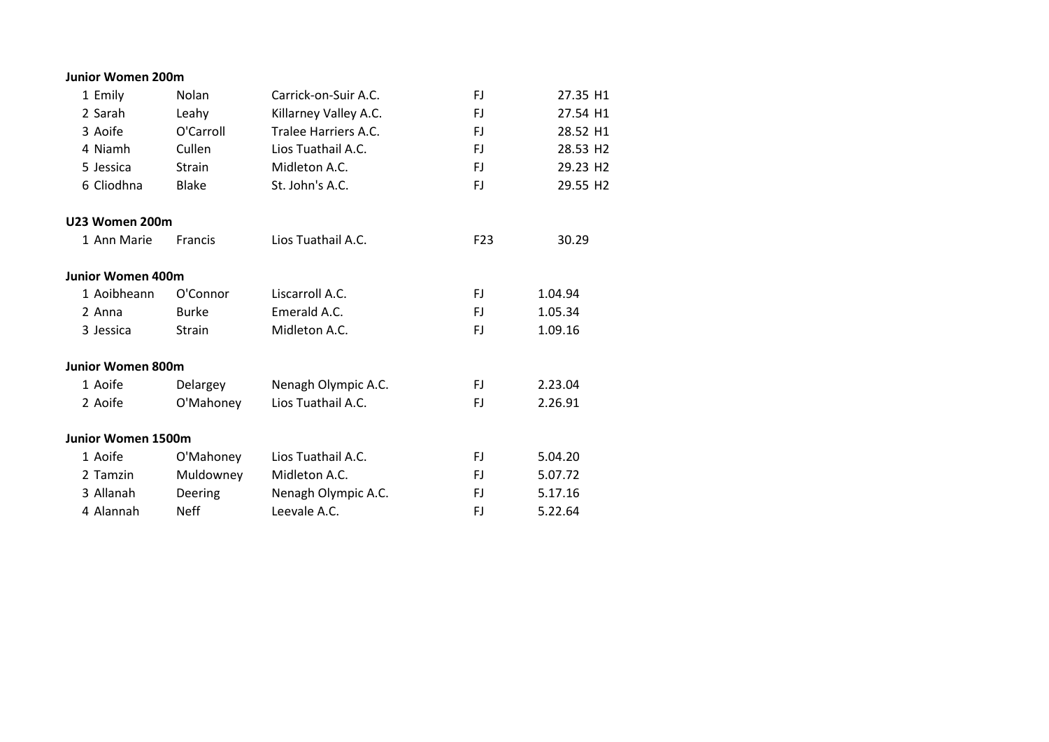**Junior Women 200m**

| | | | | | |
|---|---|---|---|---|---|
| 1 | Emily | Nolan | Carrick-on-Suir A.C. | FJ | 27.35 H1 |
| 2 | Sarah | Leahy | Killarney Valley A.C. | FJ | 27.54 H1 |
| 3 | Aoife | O'Carroll | Tralee Harriers A.C. | FJ | 28.52 H1 |
| 4 | Niamh | Cullen | Lios Tuathail A.C. | FJ | 28.53 H2 |
| 5 | Jessica | Strain | Midleton A.C. | FJ | 29.23 H2 |
| 6 | Cliodhna | Blake | St. John's A.C. | FJ | 29.55 H2 |

**U23 Women 200m**

| | | | | | |
|---|---|---|---|---|---|
| 1 | Ann Marie | Francis | Lios Tuathail A.C. | F23 | 30.29 |

**Junior Women 400m**

| | | | | | |
|---|---|---|---|---|---|
| 1 | Aoibheann | O'Connor | Liscarroll A.C. | FJ | 1.04.94 |
| 2 | Anna | Burke | Emerald A.C. | FJ | 1.05.34 |
| 3 | Jessica | Strain | Midleton A.C. | FJ | 1.09.16 |

**Junior Women 800m**

| | | | | | |
|---|---|---|---|---|---|
| 1 | Aoife | Delargey | Nenagh Olympic A.C. | FJ | 2.23.04 |
| 2 | Aoife | O'Mahoney | Lios Tuathail A.C. | FJ | 2.26.91 |

**Junior Women 1500m**

| | | | | | |
|---|---|---|---|---|---|
| 1 | Aoife | O'Mahoney | Lios Tuathail A.C. | FJ | 5.04.20 |
| 2 | Tamzin | Muldowney | Midleton A.C. | FJ | 5.07.72 |
| 3 | Allanah | Deering | Nenagh Olympic A.C. | FJ | 5.17.16 |
| 4 | Alannah | Neff | Leevale A.C. | FJ | 5.22.64 |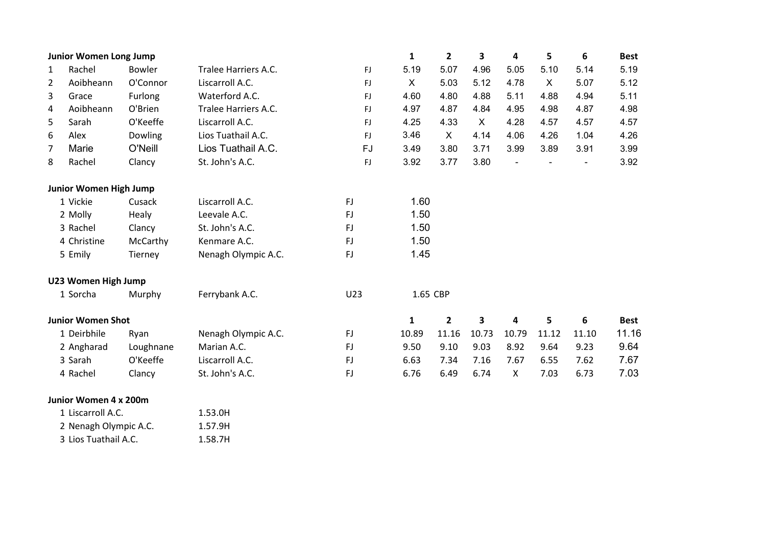## Junior Women Long Jump

| | | | | | 1 | 2 | 3 | 4 | 5 | 6 | Best |
|---|---|---|---|---|---|---|---|---|---|---|---|
| 1 | Rachel | Bowler | Tralee Harriers A.C. | FJ | 5.19 | 5.07 | 4.96 | 5.05 | 5.10 | 5.14 | 5.19 |
| 2 | Aoibheann | O'Connor | Liscarroll A.C. | FJ | X | 5.03 | 5.12 | 4.78 | X | 5.07 | 5.12 |
| 3 | Grace | Furlong | Waterford A.C. | FJ | 4.60 | 4.80 | 4.88 | 5.11 | 4.88 | 4.94 | 5.11 |
| 4 | Aoibheann | O'Brien | Tralee Harriers A.C. | FJ | 4.97 | 4.87 | 4.84 | 4.95 | 4.98 | 4.87 | 4.98 |
| 5 | Sarah | O'Keeffe | Liscarroll A.C. | FJ | 4.25 | 4.33 | X | 4.28 | 4.57 | 4.57 | 4.57 |
| 6 | Alex | Dowling | Lios Tuathail A.C. | FJ | 3.46 | X | 4.14 | 4.06 | 4.26 | 1.04 | 4.26 |
| 7 | Marie | O'Neill | Lios Tuathail A.C. | FJ | 3.49 | 3.80 | 3.71 | 3.99 | 3.89 | 3.91 | 3.99 |
| 8 | Rachel | Clancy | St. John's A.C. | FJ | 3.92 | 3.77 | 3.80 | - | - | - | 3.92 |

## Junior Women High Jump

| | | | | | |
|---|---|---|---|---|---|
| 1 | Vickie | Cusack | Liscarroll A.C. | FJ | 1.60 |
| 2 | Molly | Healy | Leevale A.C. | FJ | 1.50 |
| 3 | Rachel | Clancy | St. John's A.C. | FJ | 1.50 |
| 4 | Christine | McCarthy | Kenmare A.C. | FJ | 1.50 |
| 5 | Emily | Tierney | Nenagh Olympic A.C. | FJ | 1.45 |

## U23 Women High Jump

| | | | | | |
|---|---|---|---|---|---|
| 1 | Sorcha | Murphy | Ferrybank A.C. | U23 | 1.65 CBP |

## Junior Women Shot

| | | | | | 1 | 2 | 3 | 4 | 5 | 6 | Best |
|---|---|---|---|---|---|---|---|---|---|---|---|
| 1 | Deirbhile | Ryan | Nenagh Olympic A.C. | FJ | 10.89 | 11.16 | 10.73 | 10.79 | 11.12 | 11.10 | 11.16 |
| 2 | Angharad | Loughnane | Marian A.C. | FJ | 9.50 | 9.10 | 9.03 | 8.92 | 9.64 | 9.23 | 9.64 |
| 3 | Sarah | O'Keeffe | Liscarroll A.C. | FJ | 6.63 | 7.34 | 7.16 | 7.67 | 6.55 | 7.62 | 7.67 |
| 4 | Rachel | Clancy | St. John's A.C. | FJ | 6.76 | 6.49 | 6.74 | X | 7.03 | 6.73 | 7.03 |

## Junior Women 4 x 200m

| | | |
|---|---|---|
| 1 | Liscarroll A.C. | 1.53.0H |
| 2 | Nenagh Olympic A.C. | 1.57.9H |
| 3 | Lios Tuathail A.C. | 1.58.7H |